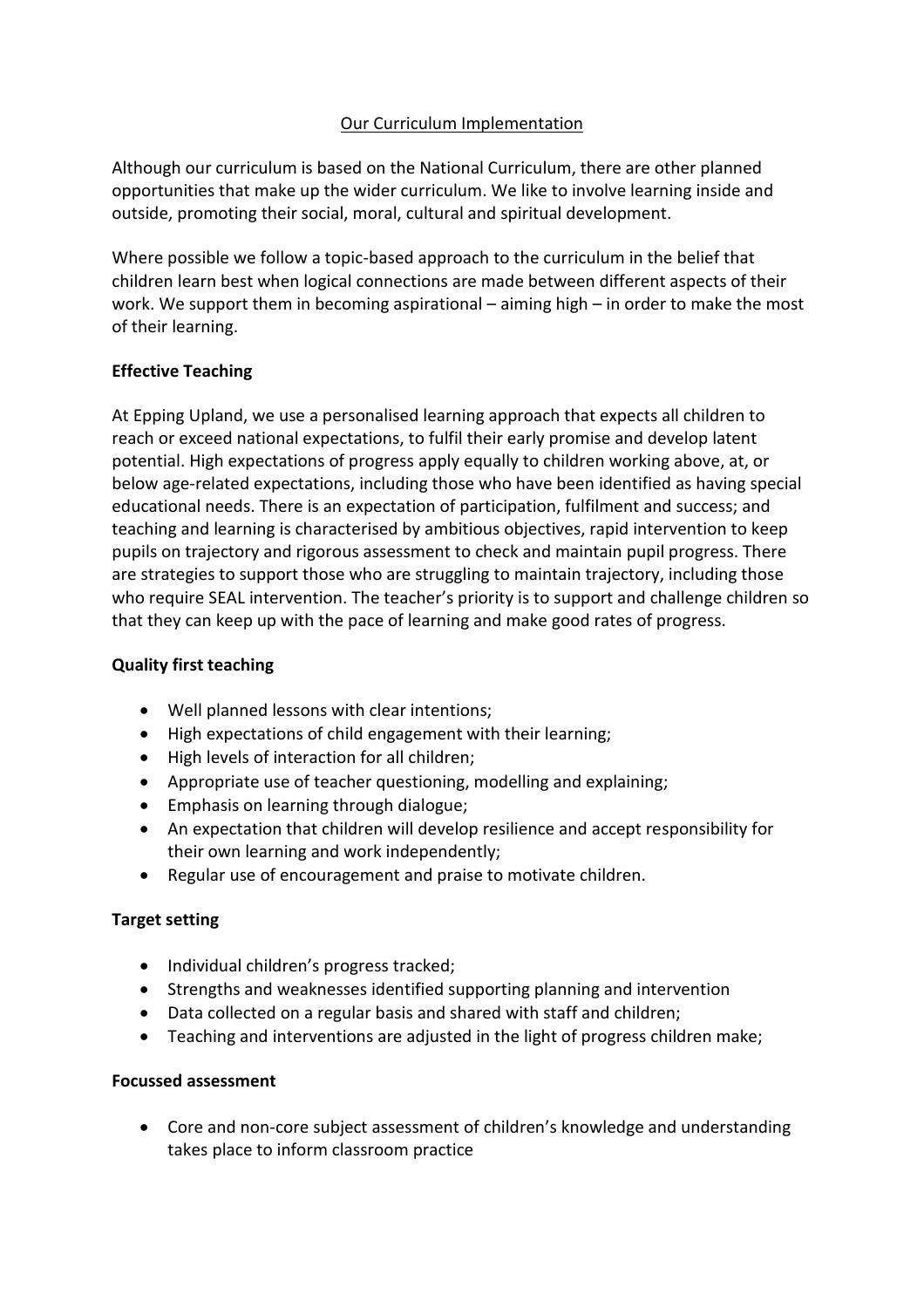# Our Curriculum Implementation

Although our curriculum is based on the National Curriculum, there are other planned opportunities that make up the wider curriculum. We like to involve learning inside and outside, promoting their social, moral, cultural and spiritual development.

Where possible we follow a topic-based approach to the curriculum in the belief that children learn best when logical connections are made between different aspects of their work. We support them in becoming aspirational – aiming high – in order to make the most of their learning.

**Effective Teaching**

At Epping Upland, we use a personalised learning approach that expects all children to reach or exceed national expectations, to fulfil their early promise and develop latent potential. High expectations of progress apply equally to children working above, at, or below age-related expectations, including those who have been identified as having special educational needs. There is an expectation of participation, fulfilment and success; and teaching and learning is characterised by ambitious objectives, rapid intervention to keep pupils on trajectory and rigorous assessment to check and maintain pupil progress. There are strategies to support those who are struggling to maintain trajectory, including those who require SEAL intervention. The teacher's priority is to support and challenge children so that they can keep up with the pace of learning and make good rates of progress.

**Quality first teaching**

- Well planned lessons with clear intentions;
- High expectations of child engagement with their learning;
- High levels of interaction for all children;
- Appropriate use of teacher questioning, modelling and explaining;
- Emphasis on learning through dialogue;
- An expectation that children will develop resilience and accept responsibility for their own learning and work independently;
- Regular use of encouragement and praise to motivate children.

**Target setting**

- Individual children's progress tracked;
- Strengths and weaknesses identified supporting planning and intervention
- Data collected on a regular basis and shared with staff and children;
- Teaching and interventions are adjusted in the light of progress children make;

**Focussed assessment**

- Core and non-core subject assessment of children's knowledge and understanding takes place to inform classroom practice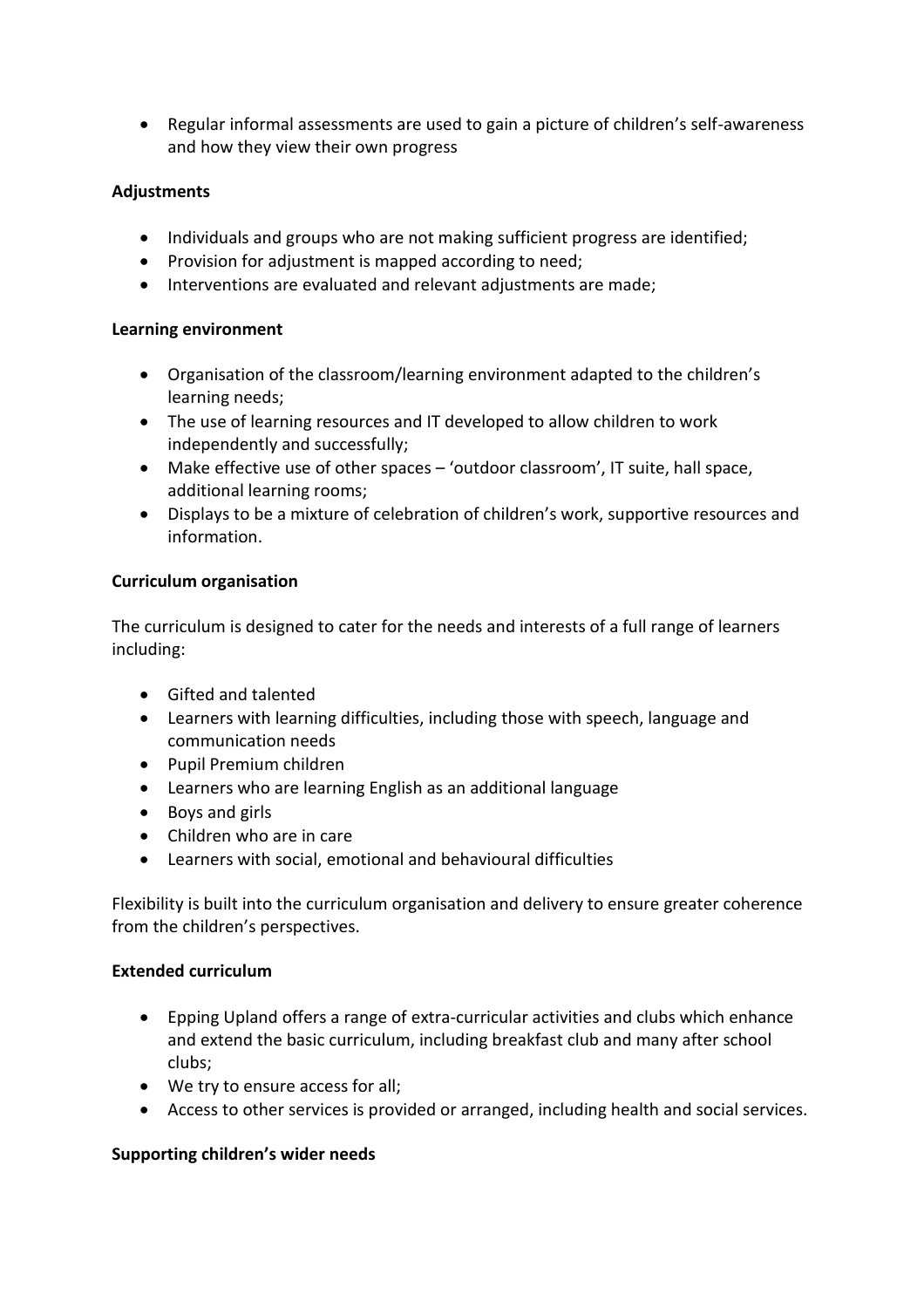- Regular informal assessments are used to gain a picture of children's self-awareness and how they view their own progress

**Adjustments**

- Individuals and groups who are not making sufficient progress are identified;
- Provision for adjustment is mapped according to need;
- Interventions are evaluated and relevant adjustments are made;

**Learning environment**

- Organisation of the classroom/learning environment adapted to the children's learning needs;
- The use of learning resources and IT developed to allow children to work independently and successfully;
- Make effective use of other spaces – 'outdoor classroom', IT suite, hall space, additional learning rooms;
- Displays to be a mixture of celebration of children's work, supportive resources and information.

**Curriculum organisation**

The curriculum is designed to cater for the needs and interests of a full range of learners including:

- Gifted and talented
- Learners with learning difficulties, including those with speech, language and communication needs
- Pupil Premium children
- Learners who are learning English as an additional language
- Boys and girls
- Children who are in care
- Learners with social, emotional and behavioural difficulties

Flexibility is built into the curriculum organisation and delivery to ensure greater coherence from the children's perspectives.

**Extended curriculum**

- Epping Upland offers a range of extra-curricular activities and clubs which enhance and extend the basic curriculum, including breakfast club and many after school clubs;
- We try to ensure access for all;
- Access to other services is provided or arranged, including health and social services.

**Supporting children's wider needs**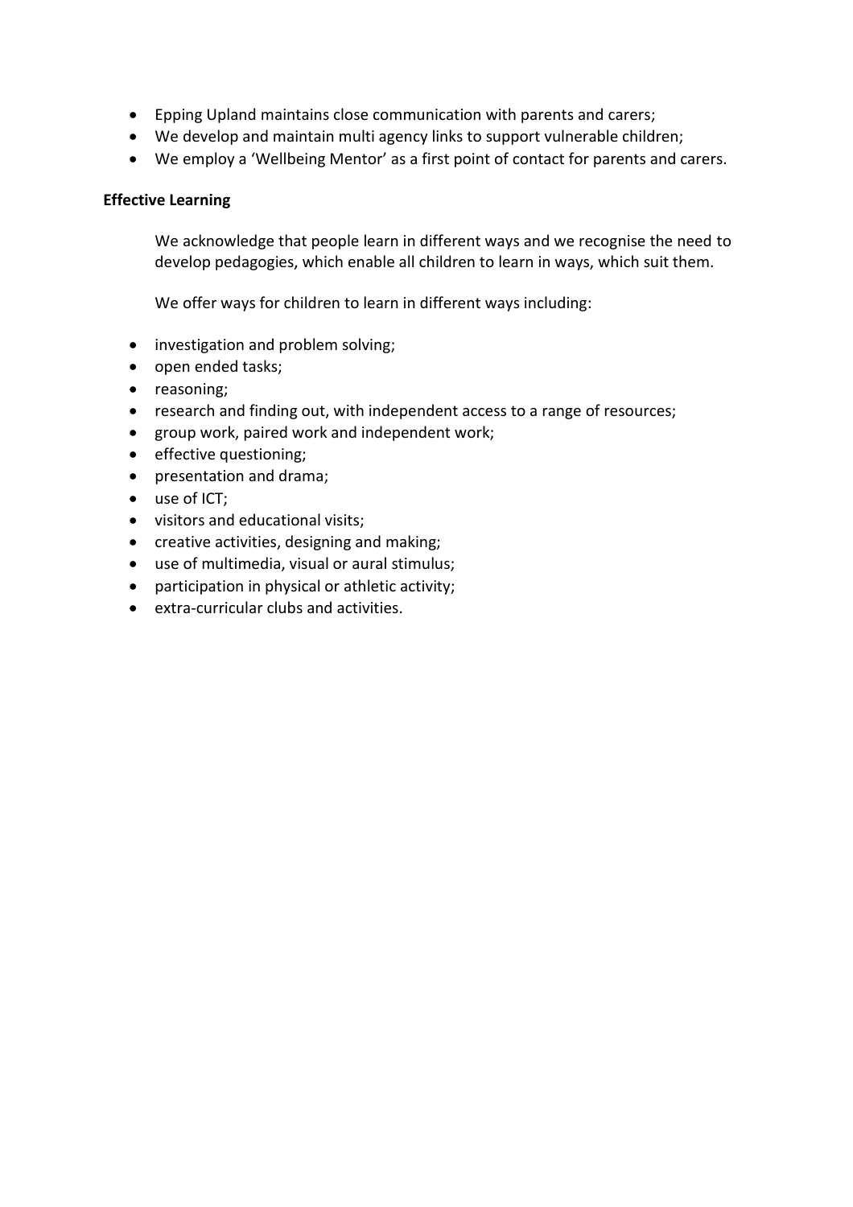- Epping Upland maintains close communication with parents and carers;
- We develop and maintain multi agency links to support vulnerable children;
- We employ a 'Wellbeing Mentor' as a first point of contact for parents and carers.

**Effective Learning**

We acknowledge that people learn in different ways and we recognise the need to develop pedagogies, which enable all children to learn in ways, which suit them.

We offer ways for children to learn in different ways including:

- investigation and problem solving;
- open ended tasks;
- reasoning;
- research and finding out, with independent access to a range of resources;
- group work, paired work and independent work;
- effective questioning;
- presentation and drama;
- use of ICT;
- visitors and educational visits;
- creative activities, designing and making;
- use of multimedia, visual or aural stimulus;
- participation in physical or athletic activity;
- extra-curricular clubs and activities.